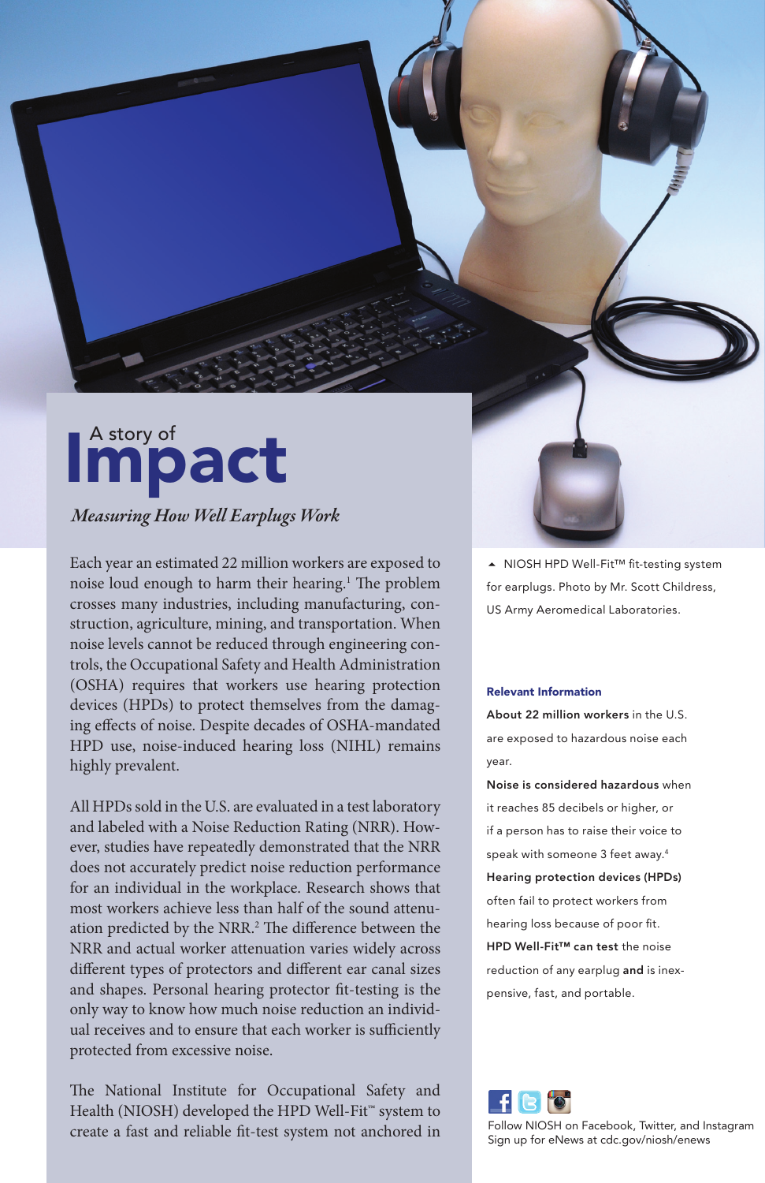A story of

# Impact

## *Measuring How Well Earplugs Work*

Each year an estimated 22 million workers are exposed to noise loud enough to harm their hearing.[1] The problem crosses many industries, including manufacturing, construction, agriculture, mining, and transportation. When noise levels cannot be reduced through engineering controls, the Occupational Safety and Health Administration (OSHA) requires that workers use hearing protection devices (HPDs) to protect themselves from the damaging effects of noise. Despite decades of OSHA-mandated HPD use, noise-induced hearing loss (NIHL) remains highly prevalent.

All HPDs sold in the U.S. are evaluated in a test laboratory and labeled with a Noise Reduction Rating (NRR). However, studies have repeatedly demonstrated that the NRR does not accurately predict noise reduction performance for an individual in the workplace. Research shows that most workers achieve less than half of the sound attenuation predicted by the NRR.[2] The difference between the NRR and actual worker attenuation varies widely across different types of protectors and different ear canal sizes and shapes. Personal hearing protector fit-testing is the only way to know how much noise reduction an individual receives and to ensure that each worker is sufficiently protected from excessive noise.

The National Institute for Occupational Safety and Health (NIOSH) developed the HPD Well-Fit™ system to create a fast and reliable fit-test system not anchored in

▲ NIOSH HPD Well-Fit™ fit-testing system for earplugs. Photo by Mr. Scott Childress, US Army Aeromedical Laboratories.

**Relevant Information**

**About 22 million workers** in the U.S. are exposed to hazardous noise each year.

**Noise is considered hazardous** when it reaches 85 decibels or higher, or if a person has to raise their voice to speak with someone 3 feet away.[4]

**Hearing protection devices (HPDs)** often fail to protect workers from hearing loss because of poor fit.

**HPD Well-Fit™ can test** the noise reduction of any earplug **and** is inexpensive, fast, and portable.

Follow NIOSH on Facebook, Twitter, and Instagram
Sign up for eNews at cdc.gov/niosh/enews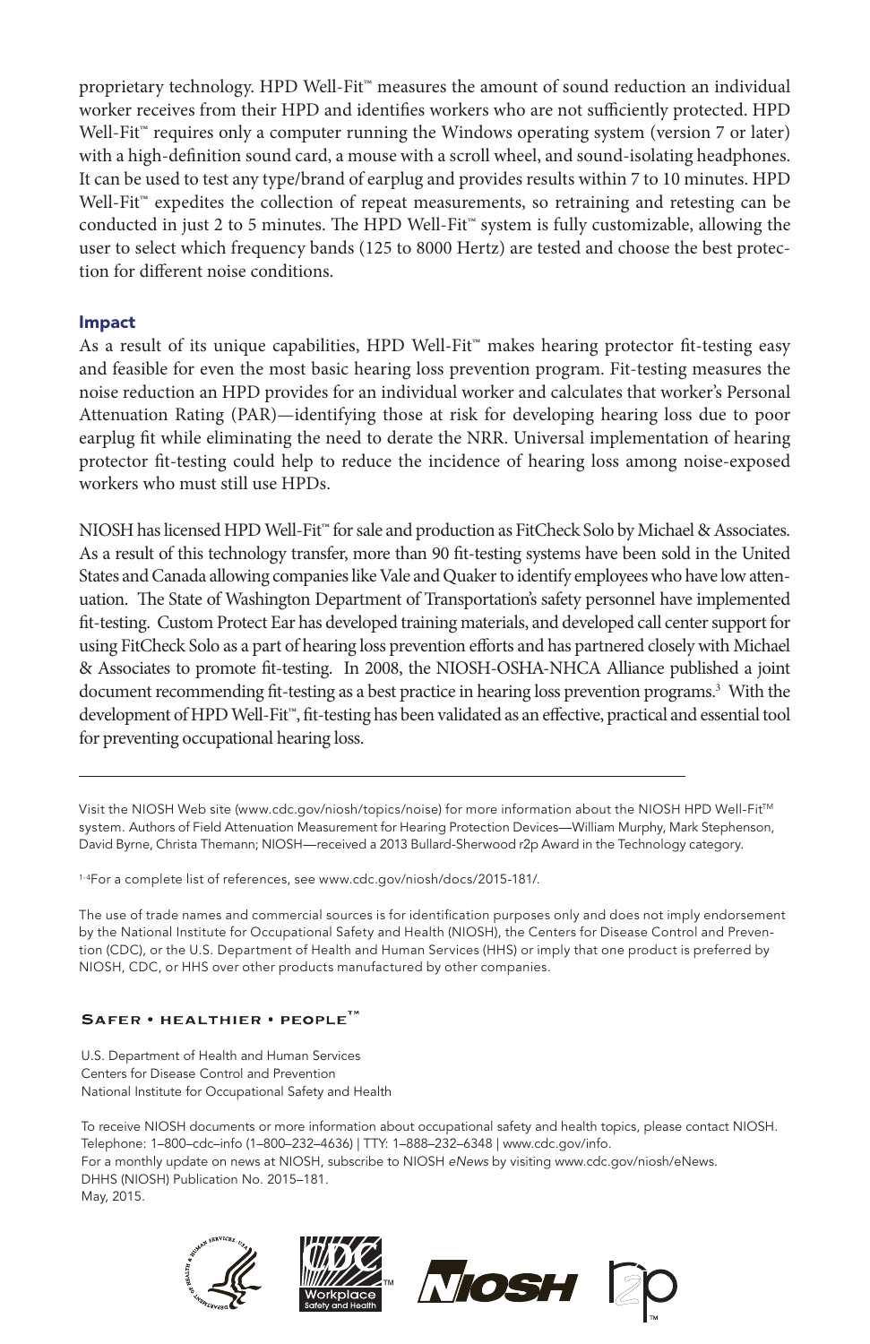proprietary technology. HPD Well-Fit™ measures the amount of sound reduction an individual worker receives from their HPD and identifies workers who are not sufficiently protected. HPD Well-Fit™ requires only a computer running the Windows operating system (version 7 or later) with a high-definition sound card, a mouse with a scroll wheel, and sound-isolating headphones. It can be used to test any type/brand of earplug and provides results within 7 to 10 minutes. HPD Well-Fit™ expedites the collection of repeat measurements, so retraining and retesting can be conducted in just 2 to 5 minutes. The HPD Well-Fit™ system is fully customizable, allowing the user to select which frequency bands (125 to 8000 Hertz) are tested and choose the best protection for different noise conditions.

## Impact

As a result of its unique capabilities, HPD Well-Fit™ makes hearing protector fit-testing easy and feasible for even the most basic hearing loss prevention program. Fit-testing measures the noise reduction an HPD provides for an individual worker and calculates that worker's Personal Attenuation Rating (PAR)—identifying those at risk for developing hearing loss due to poor earplug fit while eliminating the need to derate the NRR. Universal implementation of hearing protector fit-testing could help to reduce the incidence of hearing loss among noise-exposed workers who must still use HPDs.

NIOSH has licensed HPD Well-Fit™ for sale and production as FitCheck Solo by Michael & Associates. As a result of this technology transfer, more than 90 fit-testing systems have been sold in the United States and Canada allowing companies like Vale and Quaker to identify employees who have low attenuation. The State of Washington Department of Transportation's safety personnel have implemented fit-testing. Custom Protect Ear has developed training materials, and developed call center support for using FitCheck Solo as a part of hearing loss prevention efforts and has partnered closely with Michael & Associates to promote fit-testing. In 2008, the NIOSH-OSHA-NHCA Alliance published a joint document recommending fit-testing as a best practice in hearing loss prevention programs.[3] With the development of HPD Well-Fit™, fit-testing has been validated as an effective, practical and essential tool for preventing occupational hearing loss.

---

Visit the NIOSH Web site (www.cdc.gov/niosh/topics/noise) for more information about the NIOSH HPD Well-Fit™ system. Authors of Field Attenuation Measurement for Hearing Protection Devices—William Murphy, Mark Stephenson, David Byrne, Christa Themann; NIOSH—received a 2013 Bullard-Sherwood r2p Award in the Technology category.

[1-4]For a complete list of references, see www.cdc.gov/niosh/docs/2015-181/.

The use of trade names and commercial sources is for identification purposes only and does not imply endorsement by the National Institute for Occupational Safety and Health (NIOSH), the Centers for Disease Control and Prevention (CDC), or the U.S. Department of Health and Human Services (HHS) or imply that one product is preferred by NIOSH, CDC, or HHS over other products manufactured by other companies.

**Safer • Healthier • People™**

U.S. Department of Health and Human Services
Centers for Disease Control and Prevention
National Institute for Occupational Safety and Health

To receive NIOSH documents or more information about occupational safety and health topics, please contact NIOSH.
Telephone: 1–800–cdc–info (1–800–232–4636) | TTY: 1–888–232–6348 | www.cdc.gov/info.
For a monthly update on news at NIOSH, subscribe to NIOSH *eNews* by visiting www.cdc.gov/niosh/eNews.
DHHS (NIOSH) Publication No. 2015–181.
May, 2015.